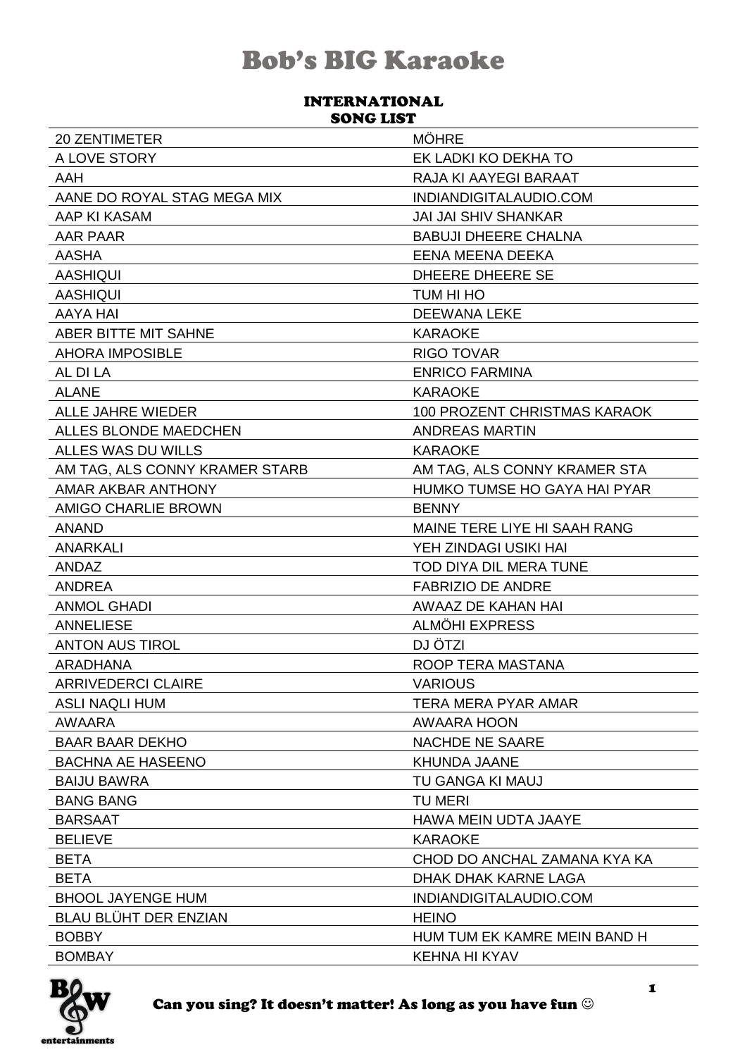# Bob's BIG Karaoke

## INTERNATIONAL SONG LIST

| | |
|---|---|
| 20 ZENTIMETER | MÖHRE |
| A LOVE STORY | EK LADKI KO DEKHA TO |
| AAH | RAJA KI AAYEGI BARAAT |
| AANE DO ROYAL STAG MEGA MIX | INDIANDIGITALAUDIO.COM |
| AAP KI KASAM | JAI JAI SHIV SHANKAR |
| AAR PAAR | BABUJI DHEERE CHALNA |
| AASHA | EENA MEENA DEEKA |
| AASHIQUI | DHEERE DHEERE SE |
| AASHIQUI | TUM HI HO |
| AAYA HAI | DEEWANA LEKE |
| ABER BITTE MIT SAHNE | KARAOKE |
| AHORA IMPOSIBLE | RIGO TOVAR |
| AL DI LA | ENRICO FARMINA |
| ALANE | KARAOKE |
| ALLE JAHRE WIEDER | 100 PROZENT CHRISTMAS KARAOK |
| ALLES BLONDE MAEDCHEN | ANDREAS MARTIN |
| ALLES WAS DU WILLS | KARAOKE |
| AM TAG, ALS CONNY KRAMER STARB | AM TAG, ALS CONNY KRAMER STA |
| AMAR AKBAR ANTHONY | HUMKO TUMSE HO GAYA HAI PYAR |
| AMIGO CHARLIE BROWN | BENNY |
| ANAND | MAINE TERE LIYE HI SAAH RANG |
| ANARKALI | YEH ZINDAGI USIKI HAI |
| ANDAZ | TOD DIYA DIL MERA TUNE |
| ANDREA | FABRIZIO DE ANDRE |
| ANMOL GHADI | AWAAZ DE KAHAN HAI |
| ANNELIESE | ALMÖHI EXPRESS |
| ANTON AUS TIROL | DJ ÖTZI |
| ARADHANA | ROOP TERA MASTANA |
| ARRIVEDERCI CLAIRE | VARIOUS |
| ASLI NAQLI HUM | TERA MERA PYAR AMAR |
| AWAARA | AWAARA HOON |
| BAAR BAAR DEKHO | NACHDE NE SAARE |
| BACHNA AE HASEENO | KHUNDA JAANE |
| BAIJU BAWRA | TU GANGA KI MAUJ |
| BANG BANG | TU MERI |
| BARSAAT | HAWA MEIN UDTA JAAYE |
| BELIEVE | KARAOKE |
| BETA | CHOD DO ANCHAL ZAMANA KYA KA |
| BETA | DHAK DHAK KARNE LAGA |
| BHOOL JAYENGE HUM | INDIANDIGITALAUDIO.COM |
| BLAU BLÜHT DER ENZIAN | HEINO |
| BOBBY | HUM TUM EK KAMRE MEIN BAND H |
| BOMBAY | KEHNA HI KYAV |

Can you sing? It doesn't matter! As long as you have fun ☺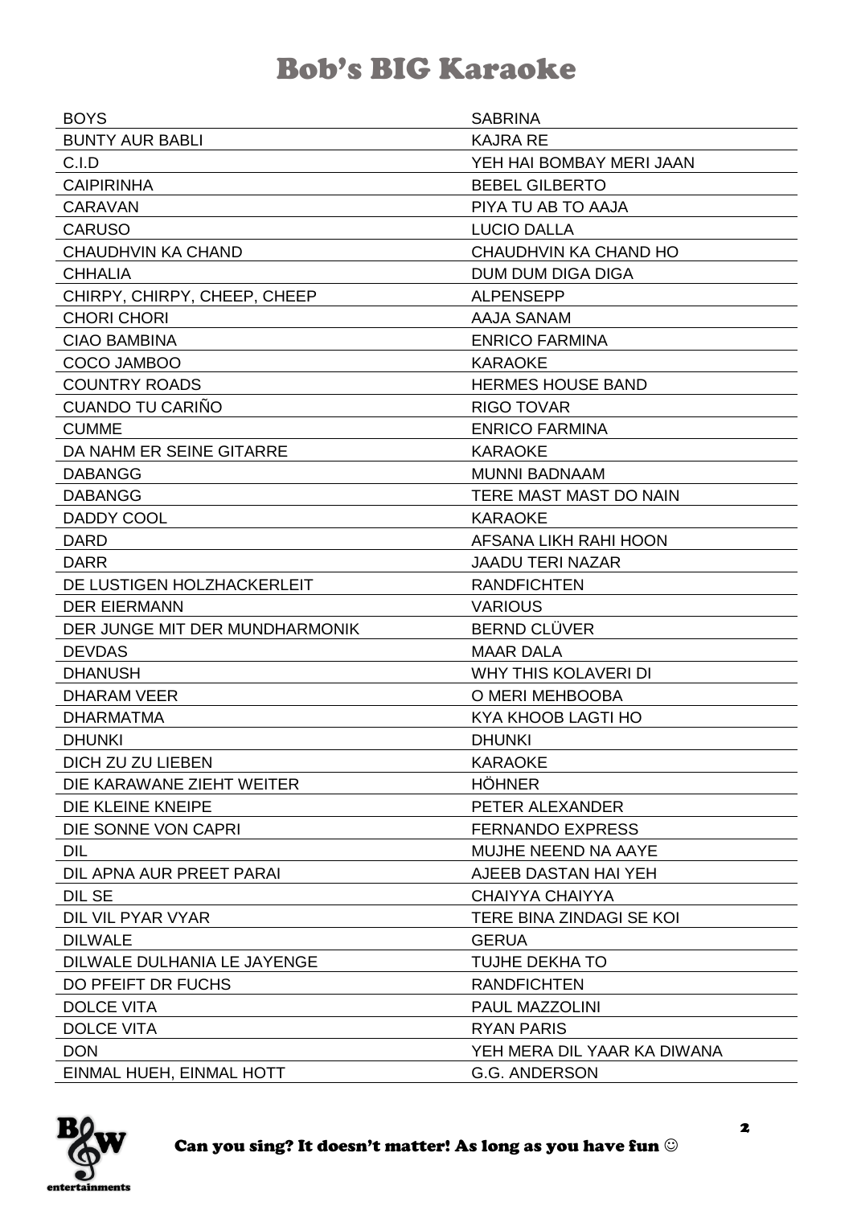# Bob's BIG Karaoke

| | |
|---|---|
| BOYS | SABRINA |
| BUNTY AUR BABLI | KAJRA RE |
| C.I.D | YEH HAI BOMBAY MERI JAAN |
| CAIPIRINHA | BEBEL GILBERTO |
| CARAVAN | PIYA TU AB TO AAJA |
| CARUSO | LUCIO DALLA |
| CHAUDHVIN KA CHAND | CHAUDHVIN KA CHAND HO |
| CHHALIA | DUM DUM DIGA DIGA |
| CHIRPY, CHIRPY, CHEEP, CHEEP | ALPENSEPP |
| CHORI CHORI | AAJA SANAM |
| CIAO BAMBINA | ENRICO FARMINA |
| COCO JAMBOO | KARAOKE |
| COUNTRY ROADS | HERMES HOUSE BAND |
| CUANDO TU CARIÑO | RIGO TOVAR |
| CUMME | ENRICO FARMINA |
| DA NAHM ER SEINE GITARRE | KARAOKE |
| DABANGG | MUNNI BADNAAM |
| DABANGG | TERE MAST MAST DO NAIN |
| DADDY COOL | KARAOKE |
| DARD | AFSANA LIKH RAHI HOON |
| DARR | JAADU TERI NAZAR |
| DE LUSTIGEN HOLZHACKERLEIT | RANDFICHTEN |
| DER EIERMANN | VARIOUS |
| DER JUNGE MIT DER MUNDHARMONIK | BERND CLÜVER |
| DEVDAS | MAAR DALA |
| DHANUSH | WHY THIS KOLAVERI DI |
| DHARAM VEER | O MERI MEHBOOBA |
| DHARMATMA | KYA KHOOB LAGTI HO |
| DHUNKI | DHUNKI |
| DICH ZU ZU LIEBEN | KARAOKE |
| DIE KARAWANE ZIEHT WEITER | HÖHNER |
| DIE KLEINE KNEIPE | PETER ALEXANDER |
| DIE SONNE VON CAPRI | FERNANDO EXPRESS |
| DIL | MUJHE NEEND NA AAYE |
| DIL APNA AUR PREET PARAI | AJEEB DASTAN HAI YEH |
| DIL SE | CHAIYYA CHAIYYA |
| DIL VIL PYAR VYAR | TERE BINA ZINDAGI SE KOI |
| DILWALE | GERUA |
| DILWALE DULHANIA LE JAYENGE | TUJHE DEKHA TO |
| DO PFEIFT DR FUCHS | RANDFICHTEN |
| DOLCE VITA | PAUL MAZZOLINI |
| DOLCE VITA | RYAN PARIS |
| DON | YEH MERA DIL YAAR KA DIWANA |
| EINMAL HUEH, EINMAL HOTT | G.G. ANDERSON |

Can you sing? It doesn't matter! As long as you have fun ☺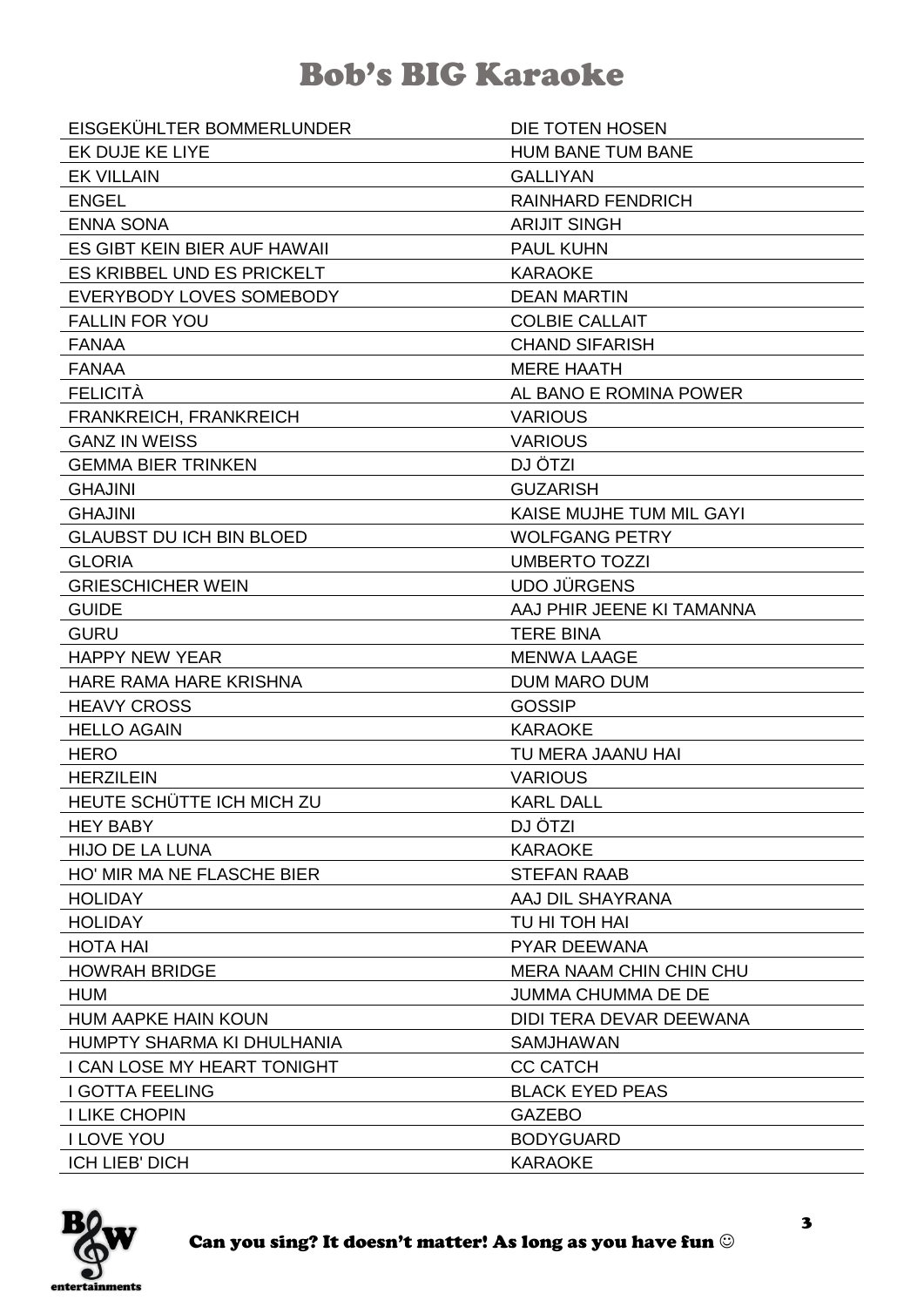# Bob's BIG Karaoke

| | |
|---|---|
| EISGEKÜHLTER BOMMERLUNDER | DIE TOTEN HOSEN |
| EK DUJE KE LIYE | HUM BANE TUM BANE |
| EK VILLAIN | GALLIYAN |
| ENGEL | RAINHARD FENDRICH |
| ENNA SONA | ARIJIT SINGH |
| ES GIBT KEIN BIER AUF HAWAII | PAUL KUHN |
| ES KRIBBEL UND ES PRICKELT | KARAOKE |
| EVERYBODY LOVES SOMEBODY | DEAN MARTIN |
| FALLIN FOR YOU | COLBIE CALLAIT |
| FANAA | CHAND SIFARISH |
| FANAA | MERE HAATH |
| FELICITÀ | AL BANO E ROMINA POWER |
| FRANKREICH, FRANKREICH | VARIOUS |
| GANZ IN WEISS | VARIOUS |
| GEMMA BIER TRINKEN | DJ ÖTZI |
| GHAJINI | GUZARISH |
| GHAJINI | KAISE MUJHE TUM MIL GAYI |
| GLAUBST DU ICH BIN BLOED | WOLFGANG PETRY |
| GLORIA | UMBERTO TOZZI |
| GRIESCHICHER WEIN | UDO JÜRGENS |
| GUIDE | AAJ PHIR JEENE KI TAMANNA |
| GURU | TERE BINA |
| HAPPY NEW YEAR | MENWA LAAGE |
| HARE RAMA HARE KRISHNA | DUM MARO DUM |
| HEAVY CROSS | GOSSIP |
| HELLO AGAIN | KARAOKE |
| HERO | TU MERA JAANU HAI |
| HERZILEIN | VARIOUS |
| HEUTE SCHÜTTE ICH MICH ZU | KARL DALL |
| HEY BABY | DJ ÖTZI |
| HIJO DE LA LUNA | KARAOKE |
| HO' MIR MA NE FLASCHE BIER | STEFAN RAAB |
| HOLIDAY | AAJ DIL SHAYRANA |
| HOLIDAY | TU HI TOH HAI |
| HOTA HAI | PYAR DEEWANA |
| HOWRAH BRIDGE | MERA NAAM CHIN CHIN CHU |
| HUM | JUMMA CHUMMA DE DE |
| HUM AAPKE HAIN KOUN | DIDI TERA DEVAR DEEWANA |
| HUMPTY SHARMA KI DHULHANIA | SAMJHAWAN |
| I CAN LOSE MY HEART TONIGHT | CC CATCH |
| I GOTTA FEELING | BLACK EYED PEAS |
| I LIKE CHOPIN | GAZEBO |
| I LOVE YOU | BODYGUARD |
| ICH LIEB' DICH | KARAOKE |

Can you sing? It doesn't matter! As long as you have fun ☺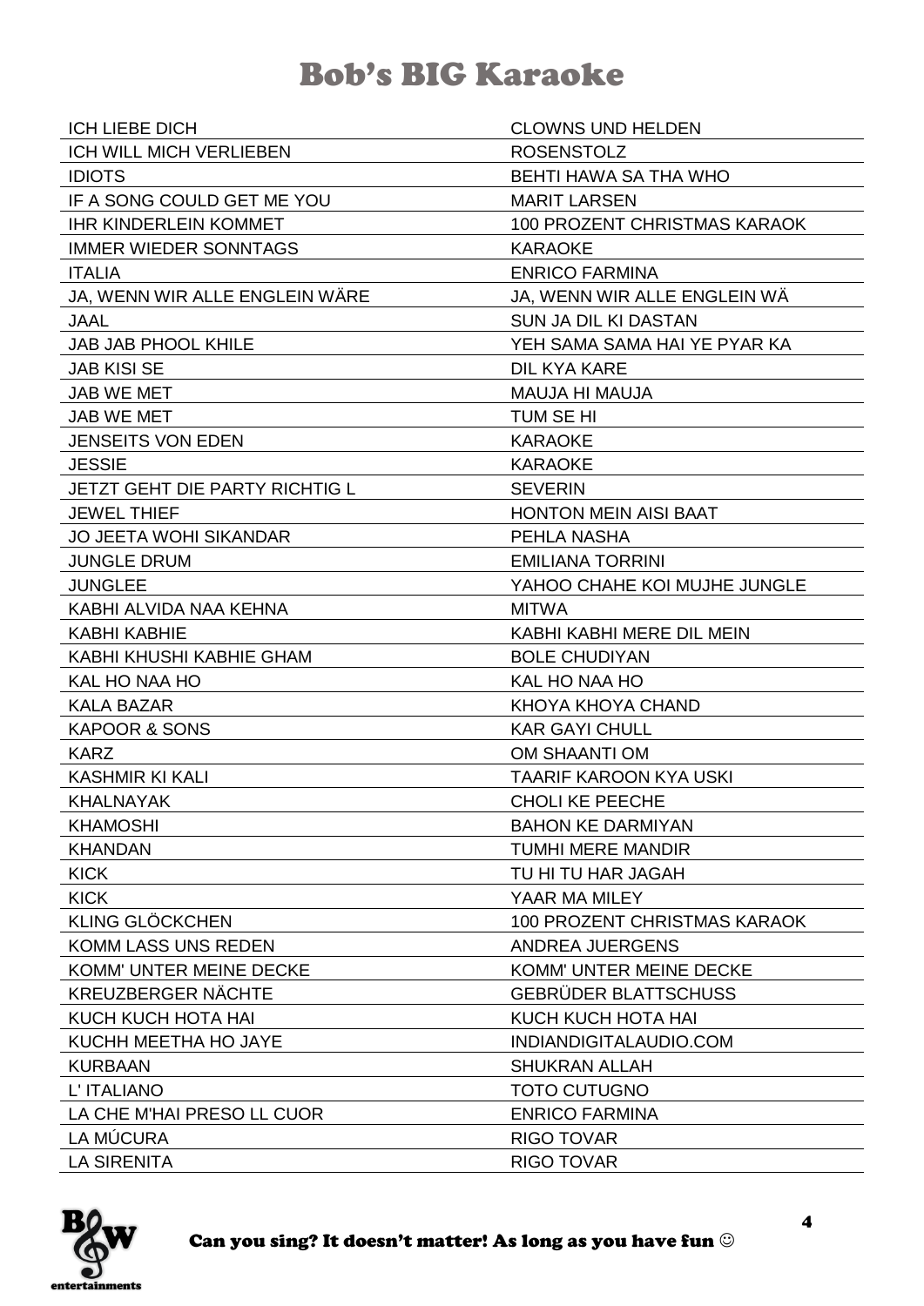# Bob's BIG Karaoke

| | |
|---|---|
| ICH LIEBE DICH | CLOWNS UND HELDEN |
| ICH WILL MICH VERLIEBEN | ROSENSTOLZ |
| IDIOTS | BEHTI HAWA SA THA WHO |
| IF A SONG COULD GET ME YOU | MARIT LARSEN |
| IHR KINDERLEIN KOMMET | 100 PROZENT CHRISTMAS KARAOK |
| IMMER WIEDER SONNTAGS | KARAOKE |
| ITALIA | ENRICO FARMINA |
| JA, WENN WIR ALLE ENGLEIN WÄRE | JA, WENN WIR ALLE ENGLEIN WÄ |
| JAAL | SUN JA DIL KI DASTAN |
| JAB JAB PHOOL KHILE | YEH SAMA SAMA HAI YE PYAR KA |
| JAB KISI SE | DIL KYA KARE |
| JAB WE MET | MAUJA HI MAUJA |
| JAB WE MET | TUM SE HI |
| JENSEITS VON EDEN | KARAOKE |
| JESSIE | KARAOKE |
| JETZT GEHT DIE PARTY RICHTIG L | SEVERIN |
| JEWEL THIEF | HONTON MEIN AISI BAAT |
| JO JEETA WOHI SIKANDAR | PEHLA NASHA |
| JUNGLE DRUM | EMILIANA TORRINI |
| JUNGLEE | YAHOO CHAHE KOI MUJHE JUNGLE |
| KABHI ALVIDA NAA KEHNA | MITWA |
| KABHI KABHIE | KABHI KABHI MERE DIL MEIN |
| KABHI KHUSHI KABHIE GHAM | BOLE CHUDIYAN |
| KAL HO NAA HO | KAL HO NAA HO |
| KALA BAZAR | KHOYA KHOYA CHAND |
| KAPOOR & SONS | KAR GAYI CHULL |
| KARZ | OM SHAANTI OM |
| KASHMIR KI KALI | TAARIF KAROON KYA USKI |
| KHALNAYAK | CHOLI KE PEECHE |
| KHAMOSHI | BAHON KE DARMIYAN |
| KHANDAN | TUMHI MERE MANDIR |
| KICK | TU HI TU HAR JAGAH |
| KICK | YAAR MA MILEY |
| KLING GLÖCKCHEN | 100 PROZENT CHRISTMAS KARAOK |
| KOMM LASS UNS REDEN | ANDREA JUERGENS |
| KOMM' UNTER MEINE DECKE | KOMM' UNTER MEINE DECKE |
| KREUZBERGER NÄCHTE | GEBRÜDER BLATTSCHUSS |
| KUCH KUCH HOTA HAI | KUCH KUCH HOTA HAI |
| KUCHH MEETHA HO JAYE | INDIANDIGITALAUDIO.COM |
| KURBAAN | SHUKRAN ALLAH |
| L' ITALIANO | TOTO CUTUGNO |
| LA CHE M'HAI PRESO LL CUOR | ENRICO FARMINA |
| LA MÚCURA | RIGO TOVAR |
| LA SIRENITA | RIGO TOVAR |

Can you sing? It doesn't matter! As long as you have fun ☺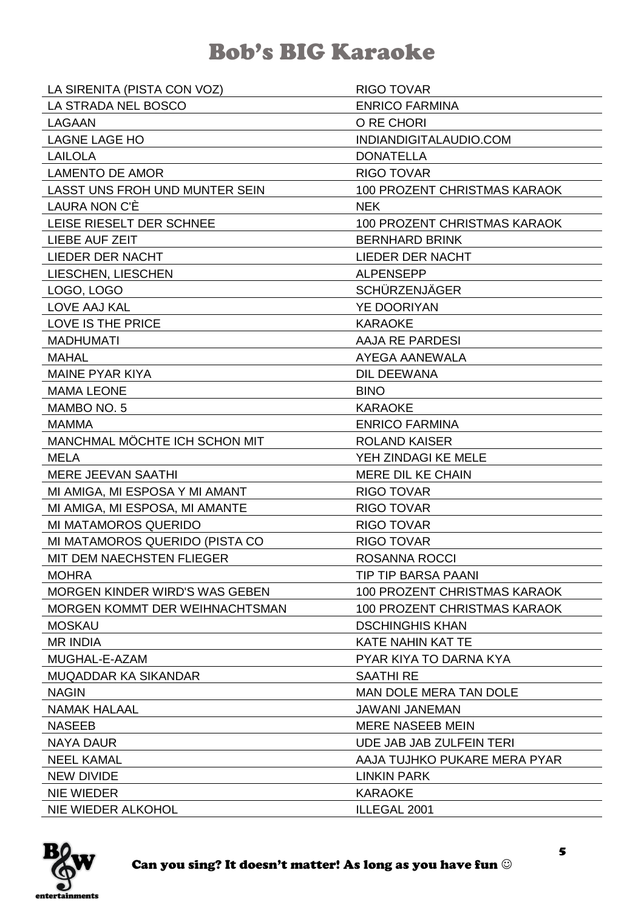# Bob's BIG Karaoke

| | |
|---|---|
| LA SIRENITA (PISTA CON VOZ) | RIGO TOVAR |
| LA STRADA NEL BOSCO | ENRICO FARMINA |
| LAGAAN | O RE CHORI |
| LAGNE LAGE HO | INDIANDIGITALAUDIO.COM |
| LAILOLA | DONATELLA |
| LAMENTO DE AMOR | RIGO TOVAR |
| LASST UNS FROH UND MUNTER SEIN | 100 PROZENT CHRISTMAS KARAOK |
| LAURA NON C'È | NEK |
| LEISE RIESELT DER SCHNEE | 100 PROZENT CHRISTMAS KARAOK |
| LIEBE AUF ZEIT | BERNHARD BRINK |
| LIEDER DER NACHT | LIEDER DER NACHT |
| LIESCHEN, LIESCHEN | ALPENSEPP |
| LOGO, LOGO | SCHÜRZENJÄGER |
| LOVE AAJ KAL | YE DOORIYAN |
| LOVE IS THE PRICE | KARAOKE |
| MADHUMATI | AAJA RE PARDESI |
| MAHAL | AYEGA AANEWALA |
| MAINE PYAR KIYA | DIL DEEWANA |
| MAMA LEONE | BINO |
| MAMBO NO. 5 | KARAOKE |
| MAMMA | ENRICO FARMINA |
| MANCHMAL MÖCHTE ICH SCHON MIT | ROLAND KAISER |
| MELA | YEH ZINDAGI KE MELE |
| MERE JEEVAN SAATHI | MERE DIL KE CHAIN |
| MI AMIGA, MI ESPOSA Y MI AMANT | RIGO TOVAR |
| MI AMIGA, MI ESPOSA, MI AMANTE | RIGO TOVAR |
| MI MATAMOROS QUERIDO | RIGO TOVAR |
| MI MATAMOROS QUERIDO (PISTA CO | RIGO TOVAR |
| MIT DEM NAECHSTEN FLIEGER | ROSANNA ROCCI |
| MOHRA | TIP TIP BARSA PAANI |
| MORGEN KINDER WIRD'S WAS GEBEN | 100 PROZENT CHRISTMAS KARAOK |
| MORGEN KOMMT DER WEIHNACHTSMAN | 100 PROZENT CHRISTMAS KARAOK |
| MOSKAU | DSCHINGHIS KHAN |
| MR INDIA | KATE NAHIN KAT TE |
| MUGHAL-E-AZAM | PYAR KIYA TO DARNA KYA |
| MUQADDAR KA SIKANDAR | SAATHI RE |
| NAGIN | MAN DOLE MERA TAN DOLE |
| NAMAK HALAAL | JAWANI JANEMAN |
| NASEEB | MERE NASEEB MEIN |
| NAYA DAUR | UDE JAB JAB ZULFEIN TERI |
| NEEL KAMAL | AAJA TUJHKO PUKARE MERA PYAR |
| NEW DIVIDE | LINKIN PARK |
| NIE WIEDER | KARAOKE |
| NIE WIEDER ALKOHOL | ILLEGAL 2001 |

Can you sing? It doesn't matter! As long as you have fun ☺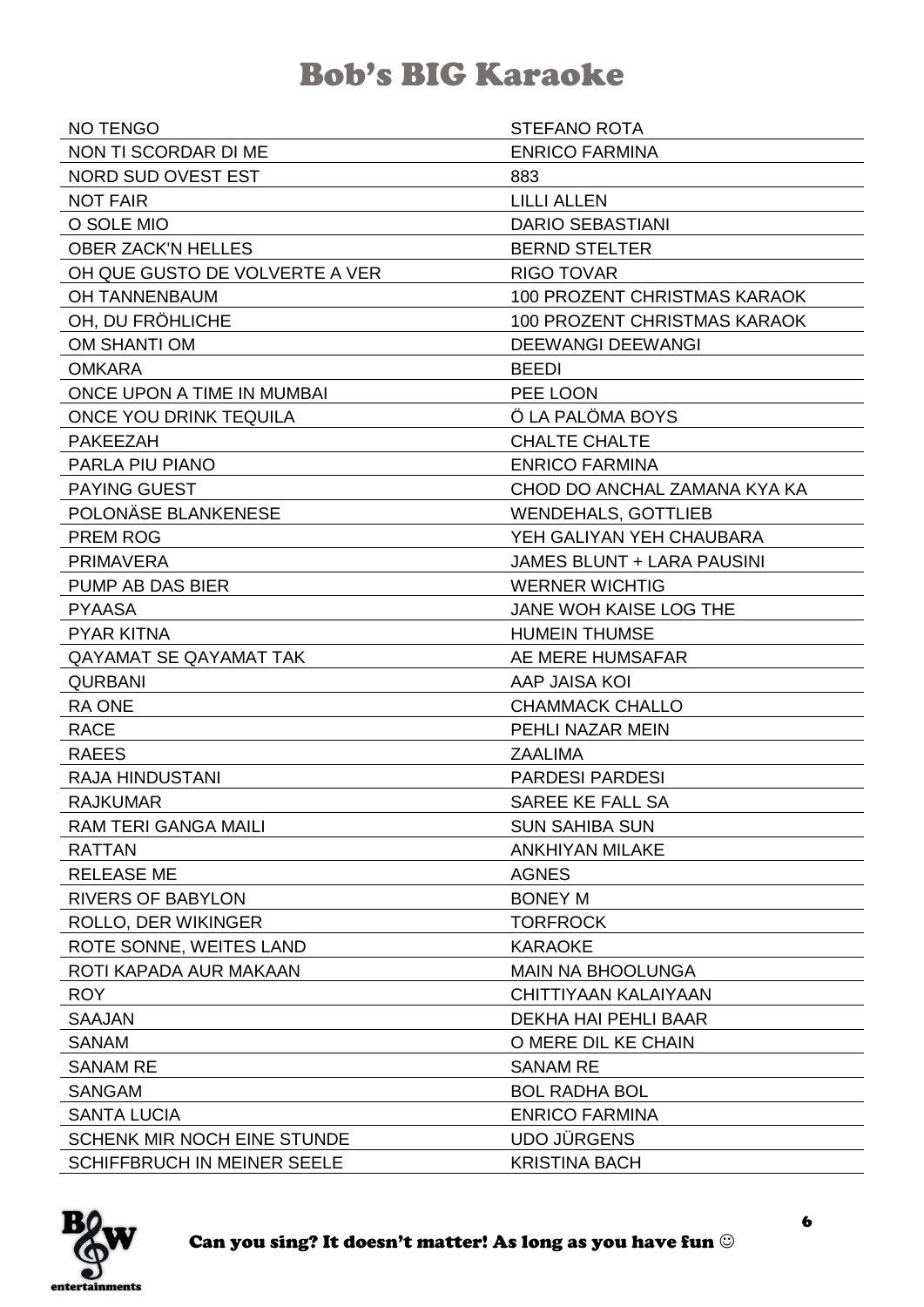# Bob's BIG Karaoke

| NO TENGO | STEFANO ROTA |
|---|---|
| NON TI SCORDAR DI ME | ENRICO FARMINA |
| NORD SUD OVEST EST | 883 |
| NOT FAIR | LILLI ALLEN |
| O SOLE MIO | DARIO SEBASTIANI |
| OBER ZACK'N HELLES | BERND STELTER |
| OH QUE GUSTO DE VOLVERTE A VER | RIGO TOVAR |
| OH TANNENBAUM | 100 PROZENT CHRISTMAS KARAOK |
| OH, DU FRÖHLICHE | 100 PROZENT CHRISTMAS KARAOK |
| OM SHANTI OM | DEEWANGI DEEWANGI |
| OMKARA | BEEDI |
| ONCE UPON A TIME IN MUMBAI | PEE LOON |
| ONCE YOU DRINK TEQUILA | Ö LA PALÖMA BOYS |
| PAKEEZAH | CHALTE CHALTE |
| PARLA PIU PIANO | ENRICO FARMINA |
| PAYING GUEST | CHOD DO ANCHAL ZAMANA KYA KA |
| POLONÄSE BLANKENESE | WENDEHALS, GOTTLIEB |
| PREM ROG | YEH GALIYAN YEH CHAUBARA |
| PRIMAVERA | JAMES BLUNT + LARA PAUSINI |
| PUMP AB DAS BIER | WERNER WICHTIG |
| PYAASA | JANE WOH KAISE LOG THE |
| PYAR KITNA | HUMEIN THUMSE |
| QAYAMAT SE QAYAMAT TAK | AE MERE HUMSAFAR |
| QURBANI | AAP JAISA KOI |
| RA ONE | CHAMMACK CHALLO |
| RACE | PEHLI NAZAR MEIN |
| RAEES | ZAALIMA |
| RAJA HINDUSTANI | PARDESI PARDESI |
| RAJKUMAR | SAREE KE FALL SA |
| RAM TERI GANGA MAILI | SUN SAHIBA SUN |
| RATTAN | ANKHIYAN MILAKE |
| RELEASE ME | AGNES |
| RIVERS OF BABYLON | BONEY M |
| ROLLO, DER WIKINGER | TORFROCK |
| ROTE SONNE, WEITES LAND | KARAOKE |
| ROTI KAPADA AUR MAKAAN | MAIN NA BHOOLUNGA |
| ROY | CHITTIYAAN KALAIYAAN |
| SAAJAN | DEKHA HAI PEHLI BAAR |
| SANAM | O MERE DIL KE CHAIN |
| SANAM RE | SANAM RE |
| SANGAM | BOL RADHA BOL |
| SANTA LUCIA | ENRICO FARMINA |
| SCHENK MIR NOCH EINE STUNDE | UDO JÜRGENS |
| SCHIFFBRUCH IN MEINER SEELE | KRISTINA BACH |

Can you sing? It doesn't matter! As long as you have fun ☺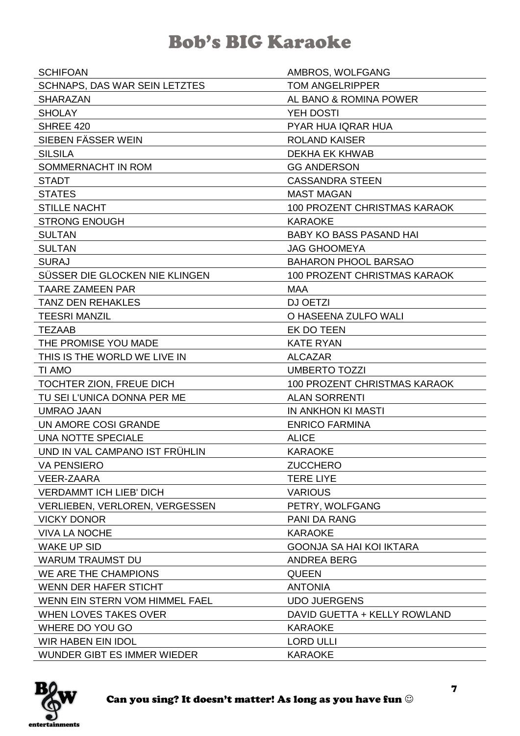# Bob's BIG Karaoke

| | |
|---|---|
| SCHIFOAN | AMBROS, WOLFGANG |
| SCHNAPS, DAS WAR SEIN LETZTES | TOM ANGELRIPPER |
| SHARAZAN | AL BANO & ROMINA POWER |
| SHOLAY | YEH DOSTI |
| SHREE 420 | PYAR HUA IQRAR HUA |
| SIEBEN FÄSSER WEIN | ROLAND KAISER |
| SILSILA | DEKHA EK KHWAB |
| SOMMERNACHT IN ROM | GG ANDERSON |
| STADT | CASSANDRA STEEN |
| STATES | MAST MAGAN |
| STILLE NACHT | 100 PROZENT CHRISTMAS KARAOK |
| STRONG ENOUGH | KARAOKE |
| SULTAN | BABY KO BASS PASAND HAI |
| SULTAN | JAG GHOOMEYA |
| SURAJ | BAHARON PHOOL BARSAO |
| SÜSSER DIE GLOCKEN NIE KLINGEN | 100 PROZENT CHRISTMAS KARAOK |
| TAARE ZAMEEN PAR | MAA |
| TANZ DEN REHAKLES | DJ OETZI |
| TEESRI MANZIL | O HASEENA ZULFO WALI |
| TEZAAB | EK DO TEEN |
| THE PROMISE YOU MADE | KATE RYAN |
| THIS IS THE WORLD WE LIVE IN | ALCAZAR |
| TI AMO | UMBERTO TOZZI |
| TOCHTER ZION, FREUE DICH | 100 PROZENT CHRISTMAS KARAOK |
| TU SEI L'UNICA DONNA PER ME | ALAN SORRENTI |
| UMRAO JAAN | IN ANKHON KI MASTI |
| UN AMORE COSI GRANDE | ENRICO FARMINA |
| UNA NOTTE SPECIALE | ALICE |
| UND IN VAL CAMPANO IST FRÜHLIN | KARAOKE |
| VA PENSIERO | ZUCCHERO |
| VEER-ZAARA | TERE LIYE |
| VERDAMMT ICH LIEB' DICH | VARIOUS |
| VERLIEBEN, VERLOREN, VERGESSEN | PETRY, WOLFGANG |
| VICKY DONOR | PANI DA RANG |
| VIVA LA NOCHE | KARAOKE |
| WAKE UP SID | GOONJA SA HAI KOI IKTARA |
| WARUM TRAUMST DU | ANDREA BERG |
| WE ARE THE CHAMPIONS | QUEEN |
| WENN DER HAFER STICHT | ANTONIA |
| WENN EIN STERN VOM HIMMEL FAEL | UDO JUERGENS |
| WHEN LOVES TAKES OVER | DAVID GUETTA + KELLY ROWLAND |
| WHERE DO YOU GO | KARAOKE |
| WIR HABEN EIN IDOL | LORD ULLI |
| WUNDER GIBT ES IMMER WIEDER | KARAOKE |

Can you sing? It doesn't matter! As long as you have fun ☺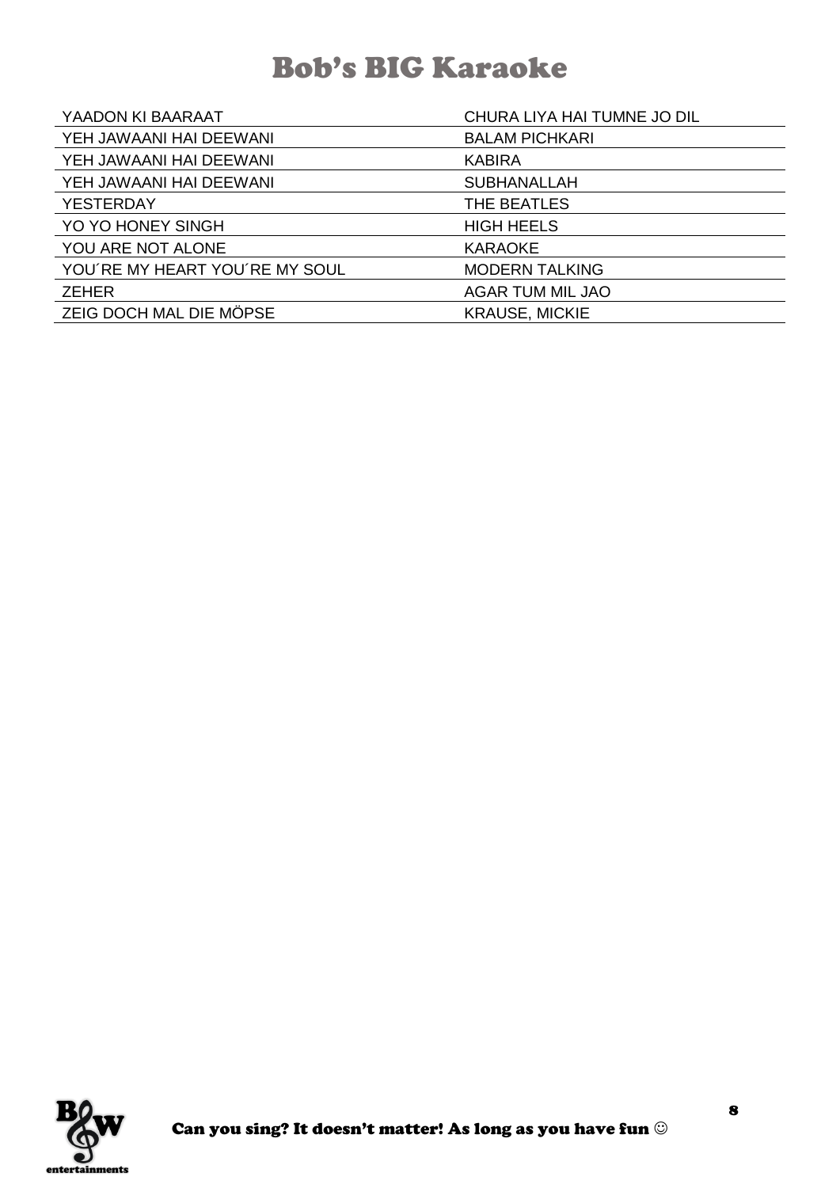# Bob's BIG Karaoke

| | |
|---|---|
| YAADON KI BAARAAT | CHURA LIYA HAI TUMNE JO DIL |
| YEH JAWAANI HAI DEEWANI | BALAM PICHKARI |
| YEH JAWAANI HAI DEEWANI | KABIRA |
| YEH JAWAANI HAI DEEWANI | SUBHANALLAH |
| YESTERDAY | THE BEATLES |
| YO YO HONEY SINGH | HIGH HEELS |
| YOU ARE NOT ALONE | KARAOKE |
| YOU´RE MY HEART YOU´RE MY SOUL | MODERN TALKING |
| ZEHER | AGAR TUM MIL JAO |
| ZEIG DOCH MAL DIE MÖPSE | KRAUSE, MICKIE |

Can you sing? It doesn't matter! As long as you have fun ☺